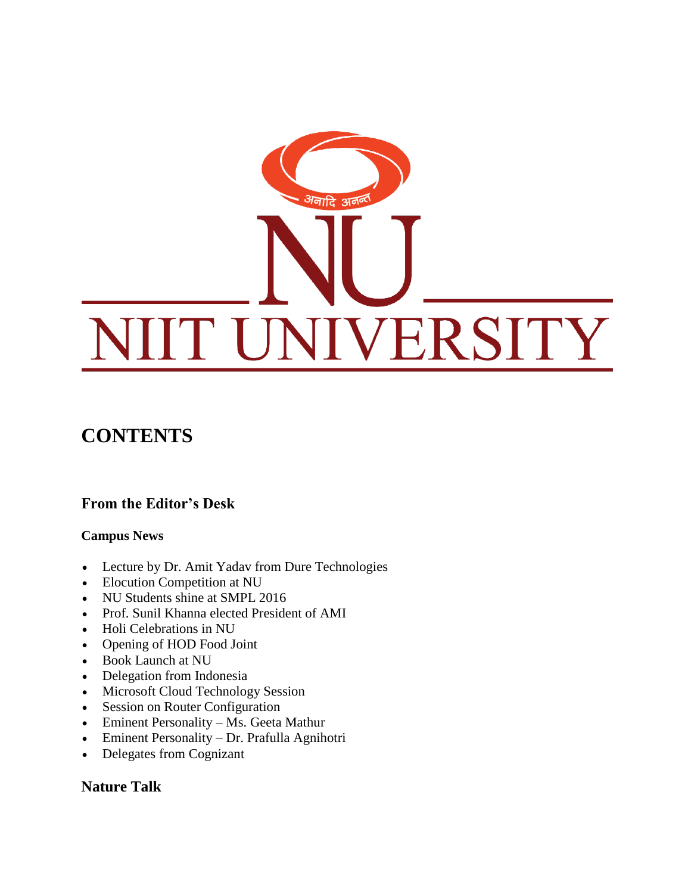अनादि अनन्त

NU

NIIT UNIVERSITY

# CONTENTS

## From the Editor's Desk

### Campus News

- Lecture by Dr. Amit Yadav from Dure Technologies
- Elocution Competition at NU
- NU Students shine at SMPL 2016
- Prof. Sunil Khanna elected President of AMI
- Holi Celebrations in NU
- Opening of HOD Food Joint
- Book Launch at NU
- Delegation from Indonesia
- Microsoft Cloud Technology Session
- Session on Router Configuration
- Eminent Personality – Ms. Geeta Mathur
- Eminent Personality – Dr. Prafulla Agnihotri
- Delegates from Cognizant

## Nature Talk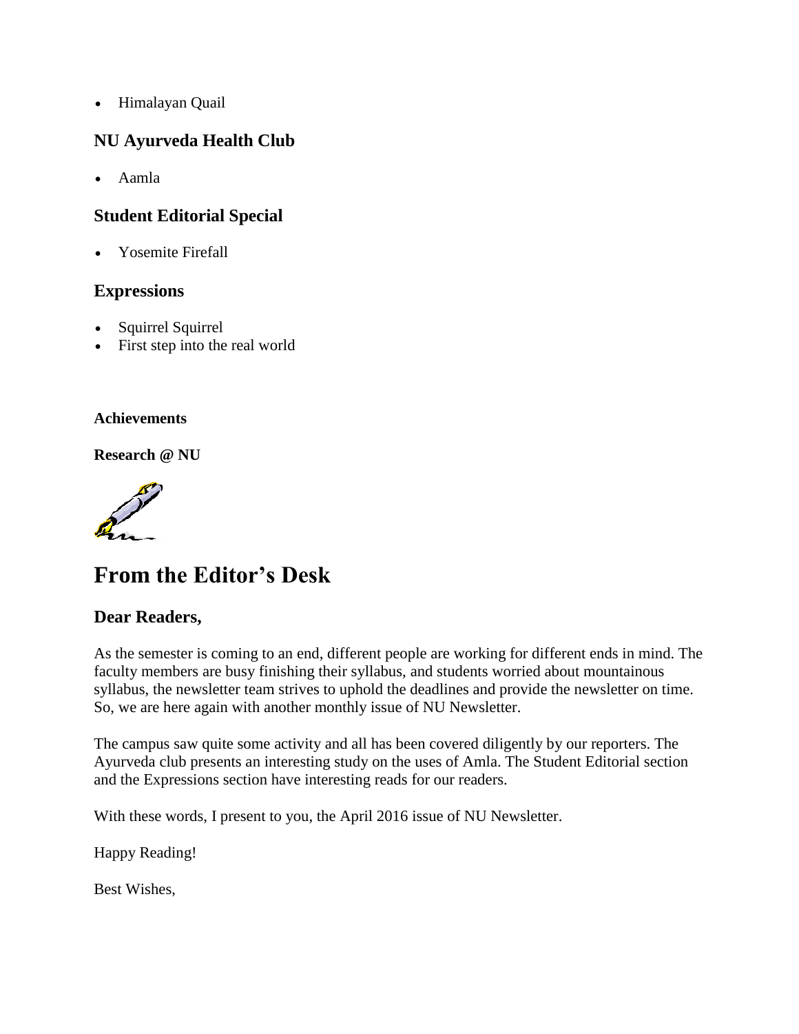- Himalayan Quail

### NU Ayurveda Health Club

- Aamla

### Student Editorial Special

- Yosemite Firefall

### Expressions

- Squirrel Squirrel
- First step into the real world

**Achievements**

**Research @ NU**

## From the Editor's Desk

### Dear Readers,

As the semester is coming to an end, different people are working for different ends in mind. The faculty members are busy finishing their syllabus, and students worried about mountainous syllabus, the newsletter team strives to uphold the deadlines and provide the newsletter on time. So, we are here again with another monthly issue of NU Newsletter.

The campus saw quite some activity and all has been covered diligently by our reporters. The Ayurveda club presents an interesting study on the uses of Amla. The Student Editorial section and the Expressions section have interesting reads for our readers.

With these words, I present to you, the April 2016 issue of NU Newsletter.

Happy Reading!

Best Wishes,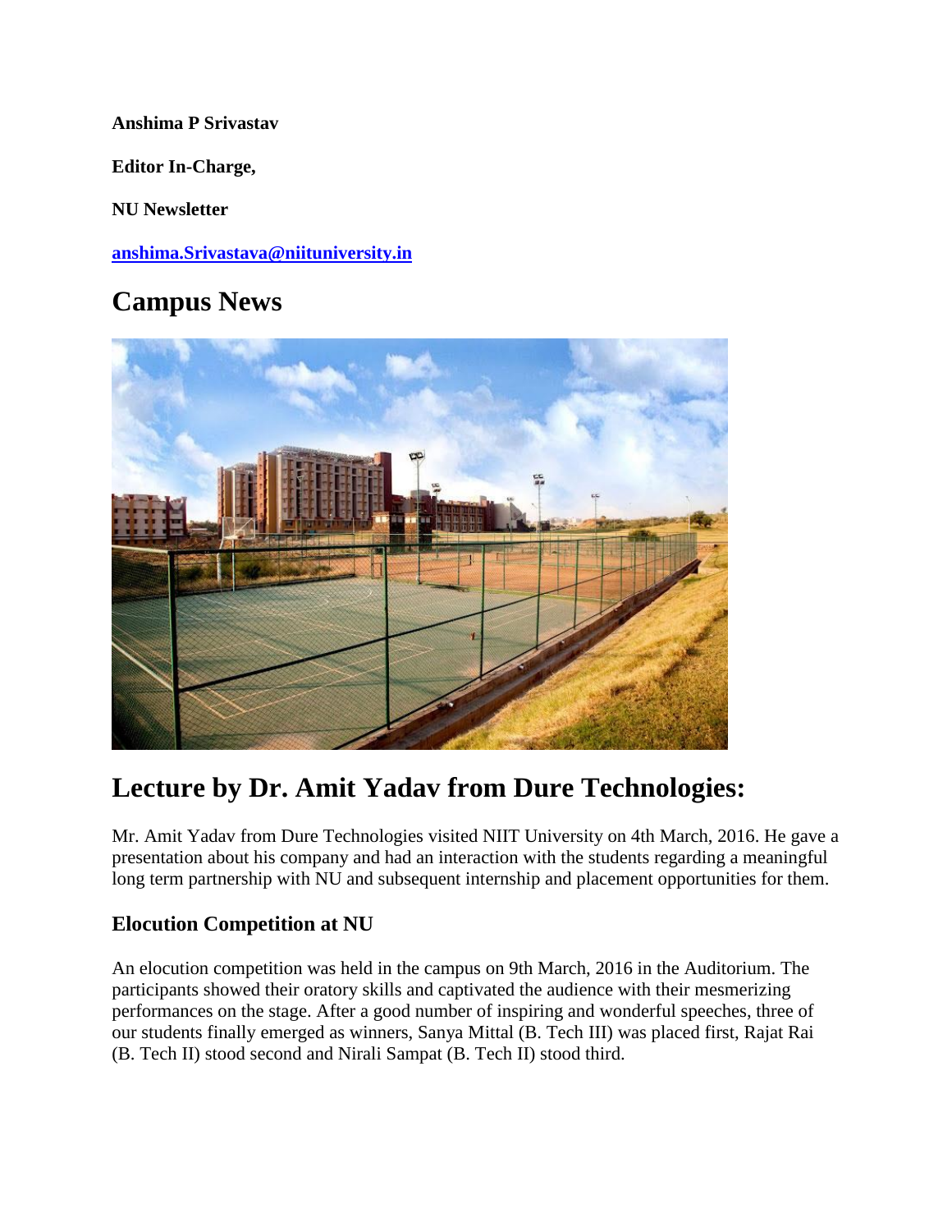**Anshima P Srivastav**

**Editor In-Charge,**

**NU Newsletter**

**anshima.Srivastava@niituniversity.in**

# Campus News

# Lecture by Dr. Amit Yadav from Dure Technologies:

Mr. Amit Yadav from Dure Technologies visited NIIT University on 4th March, 2016. He gave a presentation about his company and had an interaction with the students regarding a meaningful long term partnership with NU and subsequent internship and placement opportunities for them.

### Elocution Competition at NU

An elocution competition was held in the campus on 9th March, 2016 in the Auditorium. The participants showed their oratory skills and captivated the audience with their mesmerizing performances on the stage. After a good number of inspiring and wonderful speeches, three of our students finally emerged as winners, Sanya Mittal (B. Tech III) was placed first, Rajat Rai (B. Tech II) stood second and Nirali Sampat (B. Tech II) stood third.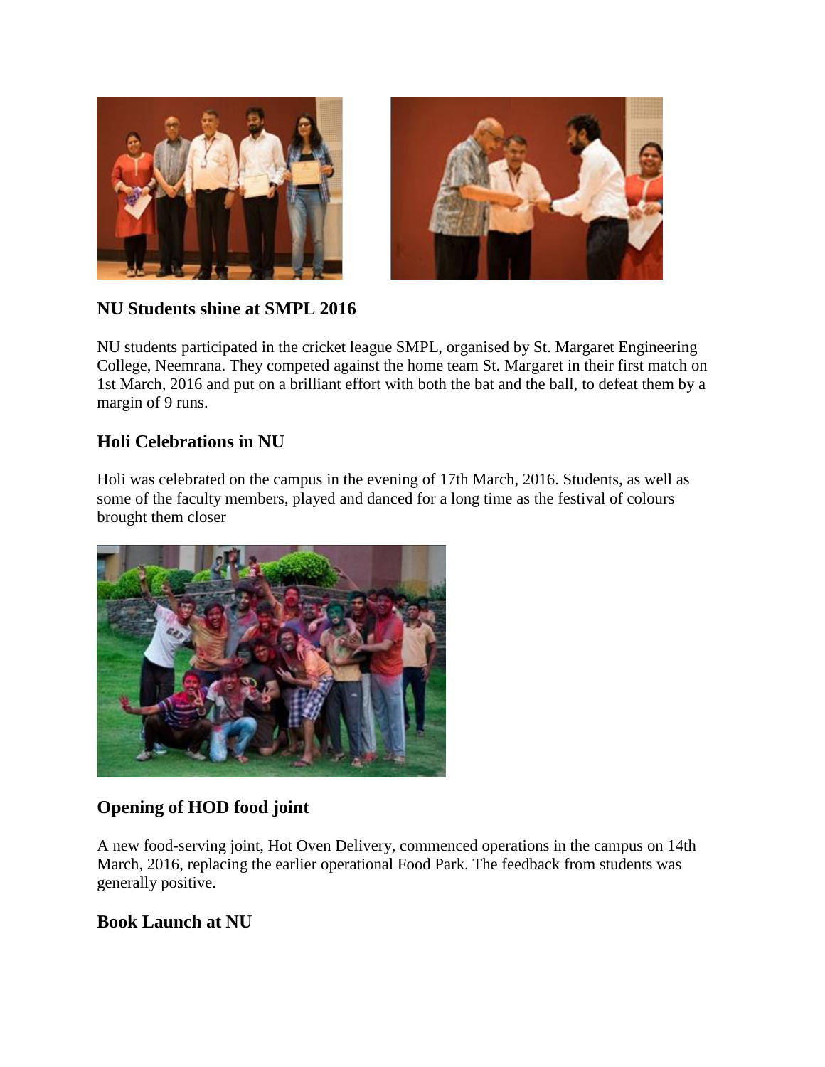## NU Students shine at SMPL 2016

NU students participated in the cricket league SMPL, organised by St. Margaret Engineering College, Neemrana. They competed against the home team St. Margaret in their first match on 1st March, 2016 and put on a brilliant effort with both the bat and the ball, to defeat them by a margin of 9 runs.

## Holi Celebrations in NU

Holi was celebrated on the campus in the evening of 17th March, 2016. Students, as well as some of the faculty members, played and danced for a long time as the festival of colours brought them closer

## Opening of HOD food joint

A new food-serving joint, Hot Oven Delivery, commenced operations in the campus on 14th March, 2016, replacing the earlier operational Food Park. The feedback from students was generally positive.

## Book Launch at NU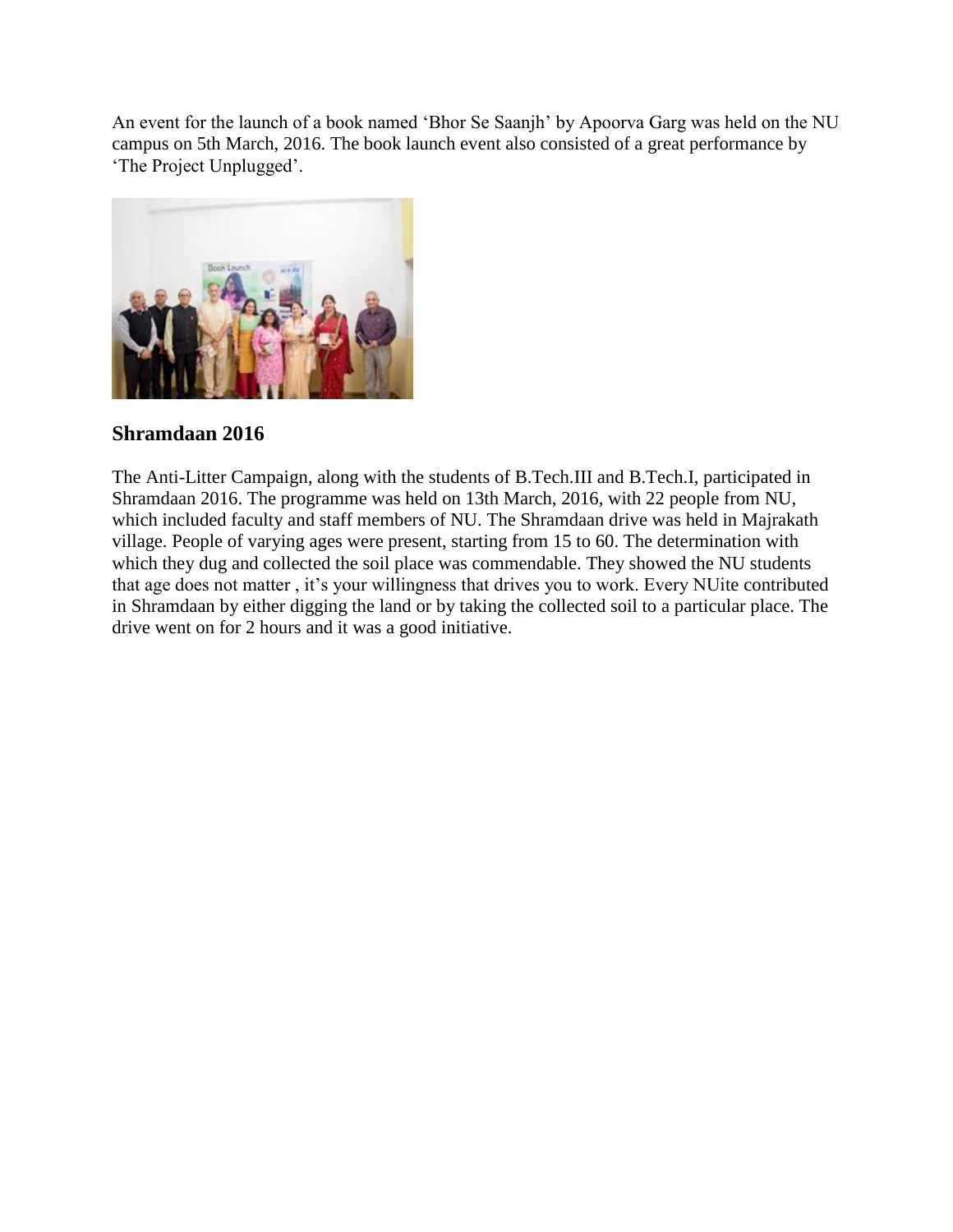An event for the launch of a book named 'Bhor Se Saanjh' by Apoorva Garg was held on the NU campus on 5th March, 2016. The book launch event also consisted of a great performance by 'The Project Unplugged'.

## Shramdaan 2016

The Anti-Litter Campaign, along with the students of B.Tech.III and B.Tech.I, participated in Shramdaan 2016. The programme was held on 13th March, 2016, with 22 people from NU, which included faculty and staff members of NU. The Shramdaan drive was held in Majrakath village. People of varying ages were present, starting from 15 to 60. The determination with which they dug and collected the soil place was commendable. They showed the NU students that age does not matter , it's your willingness that drives you to work. Every NUite contributed in Shramdaan by either digging the land or by taking the collected soil to a particular place. The drive went on for 2 hours and it was a good initiative.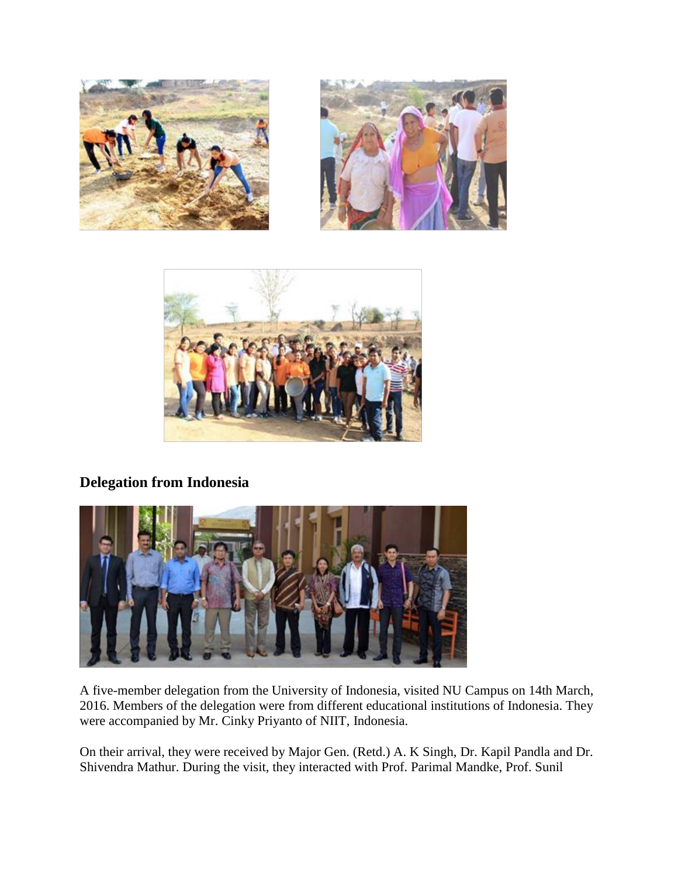## Delegation from Indonesia

A five-member delegation from the University of Indonesia, visited NU Campus on 14th March, 2016. Members of the delegation were from different educational institutions of Indonesia. They were accompanied by Mr. Cinky Priyanto of NIIT, Indonesia.

On their arrival, they were received by Major Gen. (Retd.) A. K Singh, Dr. Kapil Pandla and Dr. Shivendra Mathur. During the visit, they interacted with Prof. Parimal Mandke, Prof. Sunil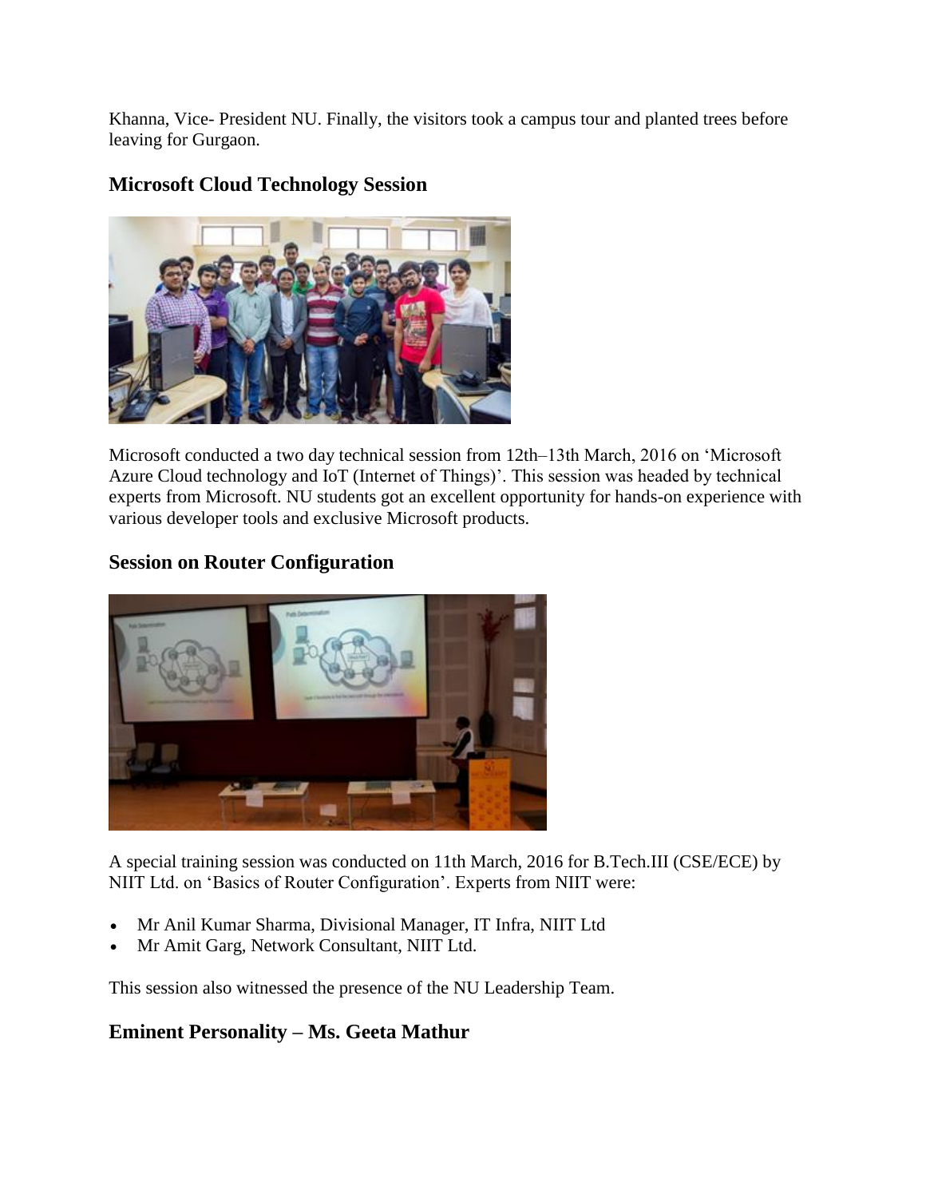Khanna, Vice- President NU. Finally, the visitors took a campus tour and planted trees before leaving for Gurgaon.

### Microsoft Cloud Technology Session

Microsoft conducted a two day technical session from 12th–13th March, 2016 on 'Microsoft Azure Cloud technology and IoT (Internet of Things)'. This session was headed by technical experts from Microsoft. NU students got an excellent opportunity for hands-on experience with various developer tools and exclusive Microsoft products.

### Session on Router Configuration

A special training session was conducted on 11th March, 2016 for B.Tech.III (CSE/ECE) by NIIT Ltd. on 'Basics of Router Configuration'. Experts from NIIT were:

- Mr Anil Kumar Sharma, Divisional Manager, IT Infra, NIIT Ltd
- Mr Amit Garg, Network Consultant, NIIT Ltd.

This session also witnessed the presence of the NU Leadership Team.

### Eminent Personality – Ms. Geeta Mathur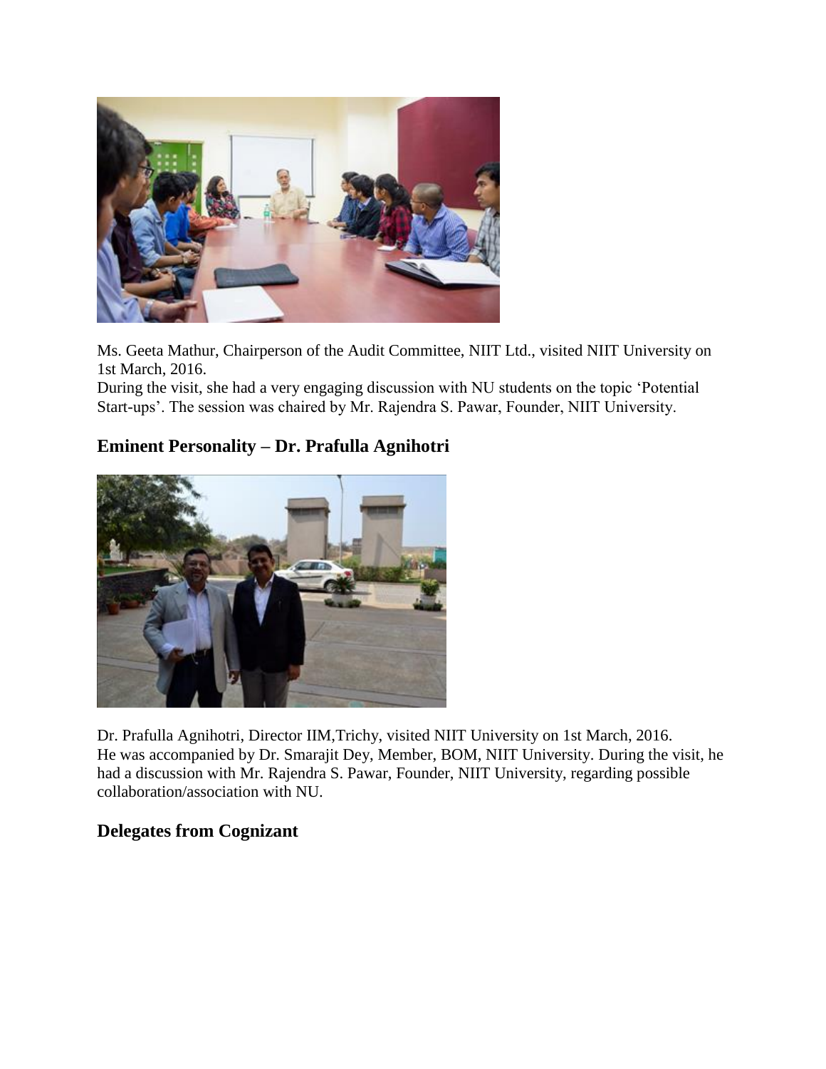Ms. Geeta Mathur, Chairperson of the Audit Committee, NIIT Ltd., visited NIIT University on 1st March, 2016.
During the visit, she had a very engaging discussion with NU students on the topic 'Potential Start-ups'. The session was chaired by Mr. Rajendra S. Pawar, Founder, NIIT University.

## Eminent Personality – Dr. Prafulla Agnihotri

Dr. Prafulla Agnihotri, Director IIM,Trichy, visited NIIT University on 1st March, 2016.
He was accompanied by Dr. Smarajit Dey, Member, BOM, NIIT University. During the visit, he had a discussion with Mr. Rajendra S. Pawar, Founder, NIIT University, regarding possible collaboration/association with NU.

## Delegates from Cognizant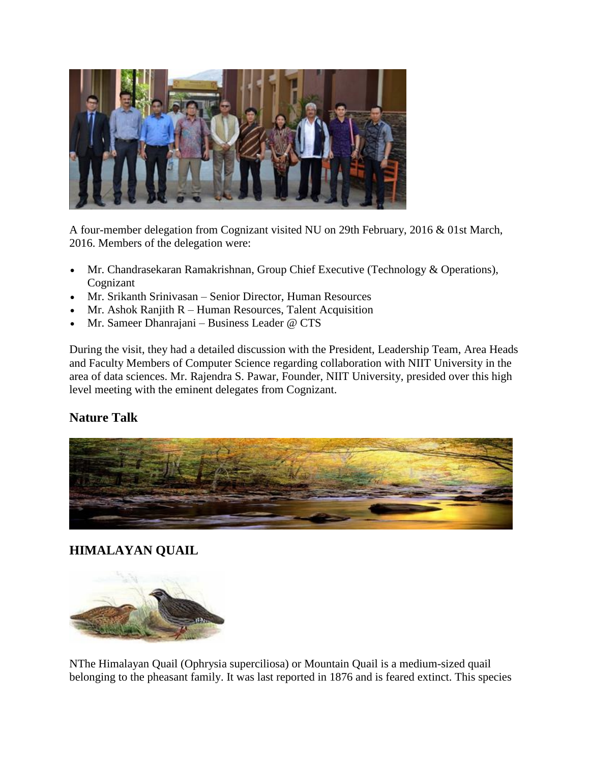A four-member delegation from Cognizant visited NU on 29th February, 2016 & 01st March, 2016. Members of the delegation were:

- Mr. Chandrasekaran Ramakrishnan, Group Chief Executive (Technology & Operations), Cognizant
- Mr. Srikanth Srinivasan – Senior Director, Human Resources
- Mr. Ashok Ranjith R – Human Resources, Talent Acquisition
- Mr. Sameer Dhanrajani – Business Leader @ CTS

During the visit, they had a detailed discussion with the President, Leadership Team, Area Heads and Faculty Members of Computer Science regarding collaboration with NIIT University in the area of data sciences. Mr. Rajendra S. Pawar, Founder, NIIT University, presided over this high level meeting with the eminent delegates from Cognizant.

### Nature Talk

### HIMALAYAN QUAIL

NThe Himalayan Quail (Ophrysia superciliosa) or Mountain Quail is a medium-sized quail belonging to the pheasant family. It was last reported in 1876 and is feared extinct. This species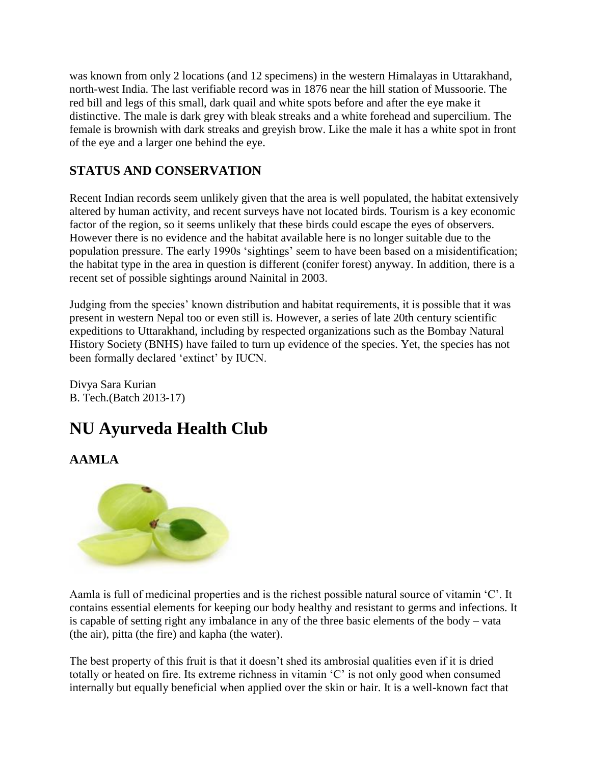was known from only 2 locations (and 12 specimens) in the western Himalayas in Uttarakhand, north-west India. The last verifiable record was in 1876 near the hill station of Mussoorie. The red bill and legs of this small, dark quail and white spots before and after the eye make it distinctive. The male is dark grey with bleak streaks and a white forehead and supercilium. The female is brownish with dark streaks and greyish brow. Like the male it has a white spot in front of the eye and a larger one behind the eye.

### STATUS AND CONSERVATION

Recent Indian records seem unlikely given that the area is well populated, the habitat extensively altered by human activity, and recent surveys have not located birds. Tourism is a key economic factor of the region, so it seems unlikely that these birds could escape the eyes of observers. However there is no evidence and the habitat available here is no longer suitable due to the population pressure. The early 1990s 'sightings' seem to have been based on a misidentification; the habitat type in the area in question is different (conifer forest) anyway. In addition, there is a recent set of possible sightings around Nainital in 2003.

Judging from the species' known distribution and habitat requirements, it is possible that it was present in western Nepal too or even still is. However, a series of late 20th century scientific expeditions to Uttarakhand, including by respected organizations such as the Bombay Natural History Society (BNHS) have failed to turn up evidence of the species. Yet, the species has not been formally declared 'extinct' by IUCN.

Divya Sara Kurian
B. Tech.(Batch 2013-17)

# NU Ayurveda Health Club

### AAMLA

Aamla is full of medicinal properties and is the richest possible natural source of vitamin 'C'. It contains essential elements for keeping our body healthy and resistant to germs and infections. It is capable of setting right any imbalance in any of the three basic elements of the body – vata (the air), pitta (the fire) and kapha (the water).

The best property of this fruit is that it doesn't shed its ambrosial qualities even if it is dried totally or heated on fire. Its extreme richness in vitamin 'C' is not only good when consumed internally but equally beneficial when applied over the skin or hair. It is a well-known fact that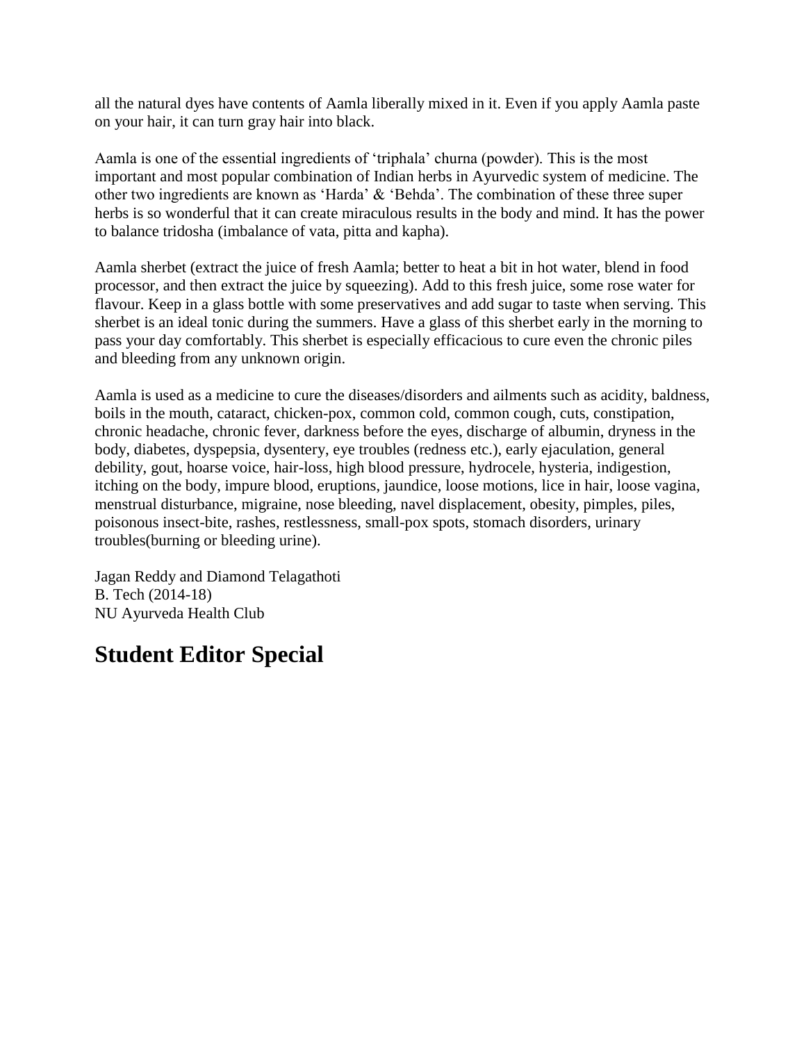all the natural dyes have contents of Aamla liberally mixed in it. Even if you apply Aamla paste on your hair, it can turn gray hair into black.

Aamla is one of the essential ingredients of 'triphala' churna (powder). This is the most important and most popular combination of Indian herbs in Ayurvedic system of medicine. The other two ingredients are known as 'Harda' & 'Behda'. The combination of these three super herbs is so wonderful that it can create miraculous results in the body and mind. It has the power to balance tridosha (imbalance of vata, pitta and kapha).

Aamla sherbet (extract the juice of fresh Aamla; better to heat a bit in hot water, blend in food processor, and then extract the juice by squeezing). Add to this fresh juice, some rose water for flavour. Keep in a glass bottle with some preservatives and add sugar to taste when serving. This sherbet is an ideal tonic during the summers. Have a glass of this sherbet early in the morning to pass your day comfortably. This sherbet is especially efficacious to cure even the chronic piles and bleeding from any unknown origin.

Aamla is used as a medicine to cure the diseases/disorders and ailments such as acidity, baldness, boils in the mouth, cataract, chicken-pox, common cold, common cough, cuts, constipation, chronic headache, chronic fever, darkness before the eyes, discharge of albumin, dryness in the body, diabetes, dyspepsia, dysentery, eye troubles (redness etc.), early ejaculation, general debility, gout, hoarse voice, hair-loss, high blood pressure, hydrocele, hysteria, indigestion, itching on the body, impure blood, eruptions, jaundice, loose motions, lice in hair, loose vagina, menstrual disturbance, migraine, nose bleeding, navel displacement, obesity, pimples, piles, poisonous insect-bite, rashes, restlessness, small-pox spots, stomach disorders, urinary troubles(burning or bleeding urine).

Jagan Reddy and Diamond Telagathoti
B. Tech (2014-18)
NU Ayurveda Health Club

# Student Editor Special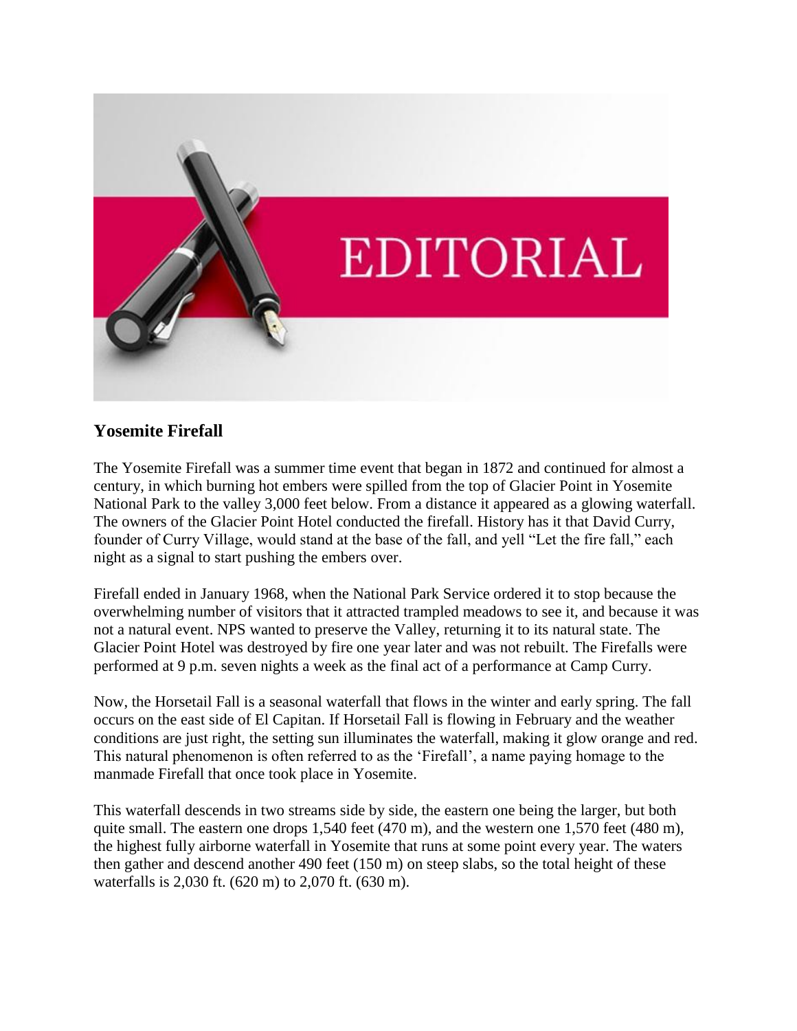# EDITORIAL

## Yosemite Firefall

The Yosemite Firefall was a summer time event that began in 1872 and continued for almost a century, in which burning hot embers were spilled from the top of Glacier Point in Yosemite National Park to the valley 3,000 feet below. From a distance it appeared as a glowing waterfall. The owners of the Glacier Point Hotel conducted the firefall. History has it that David Curry, founder of Curry Village, would stand at the base of the fall, and yell "Let the fire fall," each night as a signal to start pushing the embers over.

Firefall ended in January 1968, when the National Park Service ordered it to stop because the overwhelming number of visitors that it attracted trampled meadows to see it, and because it was not a natural event. NPS wanted to preserve the Valley, returning it to its natural state. The Glacier Point Hotel was destroyed by fire one year later and was not rebuilt. The Firefalls were performed at 9 p.m. seven nights a week as the final act of a performance at Camp Curry.

Now, the Horsetail Fall is a seasonal waterfall that flows in the winter and early spring. The fall occurs on the east side of El Capitan. If Horsetail Fall is flowing in February and the weather conditions are just right, the setting sun illuminates the waterfall, making it glow orange and red. This natural phenomenon is often referred to as the 'Firefall', a name paying homage to the manmade Firefall that once took place in Yosemite.

This waterfall descends in two streams side by side, the eastern one being the larger, but both quite small. The eastern one drops 1,540 feet (470 m), and the western one 1,570 feet (480 m), the highest fully airborne waterfall in Yosemite that runs at some point every year. The waters then gather and descend another 490 feet (150 m) on steep slabs, so the total height of these waterfalls is 2,030 ft. (620 m) to 2,070 ft. (630 m).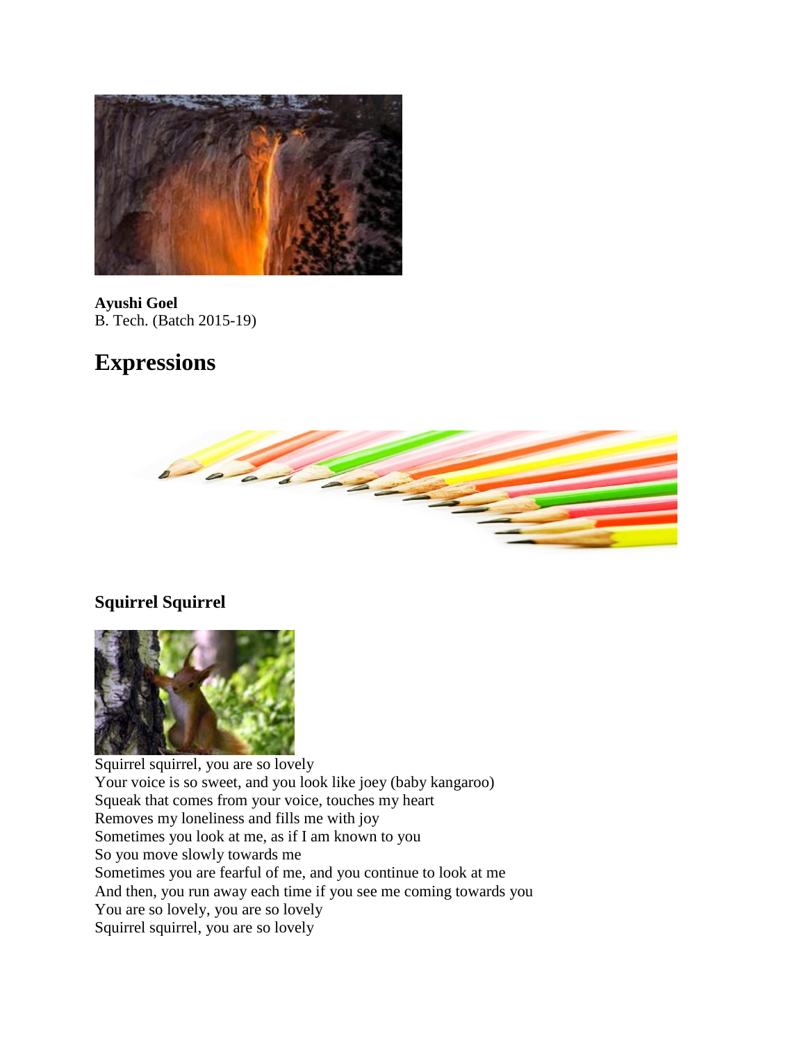**Ayushi Goel**
B. Tech. (Batch 2015-19)

## Expressions

### Squirrel Squirrel

Squirrel squirrel, you are so lovely
Your voice is so sweet, and you look like joey (baby kangaroo)
Squeak that comes from your voice, touches my heart
Removes my loneliness and fills me with joy
Sometimes you look at me, as if I am known to you
So you move slowly towards me
Sometimes you are fearful of me, and you continue to look at me
And then, you run away each time if you see me coming towards you
You are so lovely, you are so lovely
Squirrel squirrel, you are so lovely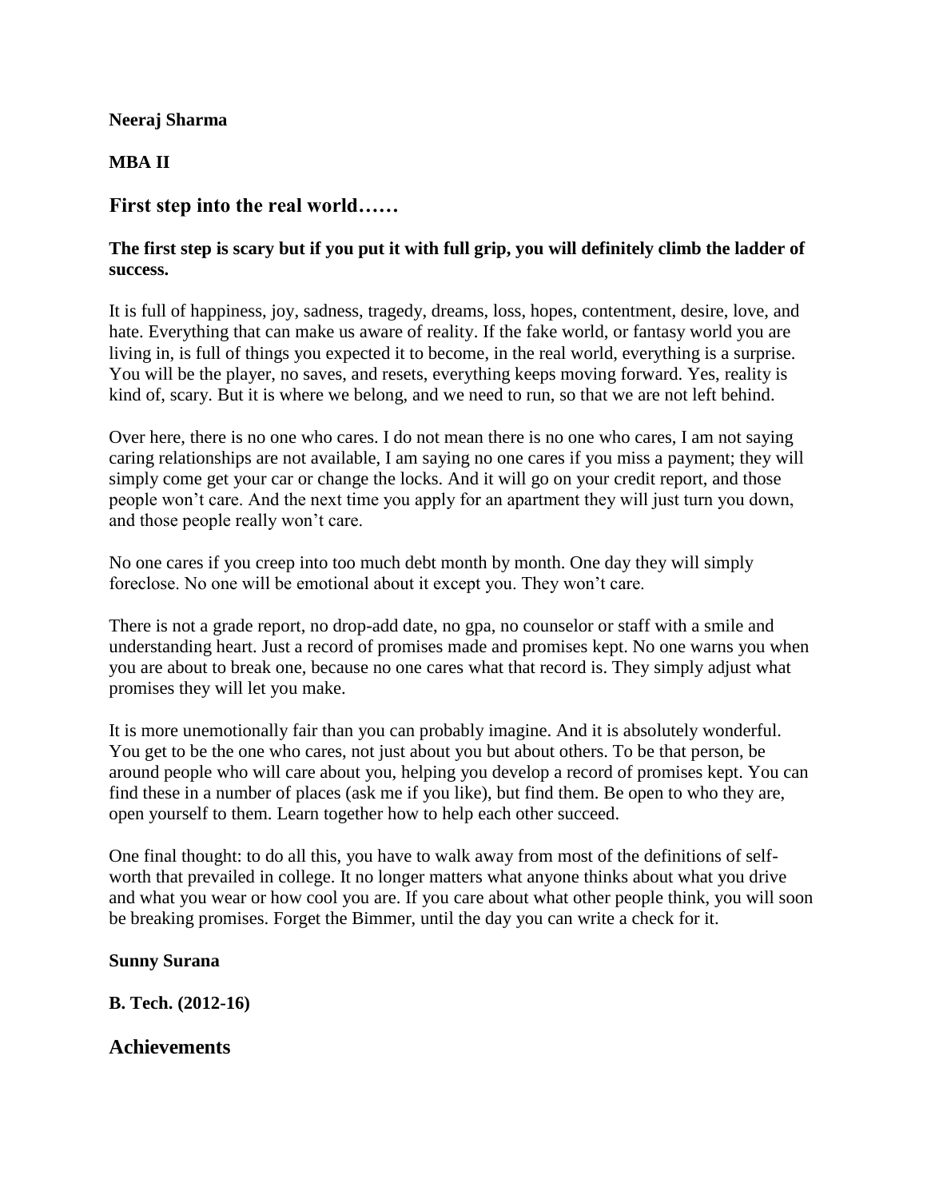**Neeraj Sharma**

**MBA II**

## First step into the real world……

**The first step is scary but if you put it with full grip, you will definitely climb the ladder of success.**

It is full of happiness, joy, sadness, tragedy, dreams, loss, hopes, contentment, desire, love, and hate. Everything that can make us aware of reality. If the fake world, or fantasy world you are living in, is full of things you expected it to become, in the real world, everything is a surprise. You will be the player, no saves, and resets, everything keeps moving forward. Yes, reality is kind of, scary. But it is where we belong, and we need to run, so that we are not left behind.

Over here, there is no one who cares. I do not mean there is no one who cares, I am not saying caring relationships are not available, I am saying no one cares if you miss a payment; they will simply come get your car or change the locks. And it will go on your credit report, and those people won't care. And the next time you apply for an apartment they will just turn you down, and those people really won't care.

No one cares if you creep into too much debt month by month. One day they will simply foreclose. No one will be emotional about it except you. They won't care.

There is not a grade report, no drop-add date, no gpa, no counselor or staff with a smile and understanding heart. Just a record of promises made and promises kept. No one warns you when you are about to break one, because no one cares what that record is. They simply adjust what promises they will let you make.

It is more unemotionally fair than you can probably imagine. And it is absolutely wonderful. You get to be the one who cares, not just about you but about others. To be that person, be around people who will care about you, helping you develop a record of promises kept. You can find these in a number of places (ask me if you like), but find them. Be open to who they are, open yourself to them. Learn together how to help each other succeed.

One final thought: to do all this, you have to walk away from most of the definitions of self-worth that prevailed in college. It no longer matters what anyone thinks about what you drive and what you wear or how cool you are. If you care about what other people think, you will soon be breaking promises. Forget the Bimmer, until the day you can write a check for it.

**Sunny Surana**

**B. Tech. (2012-16)**

## Achievements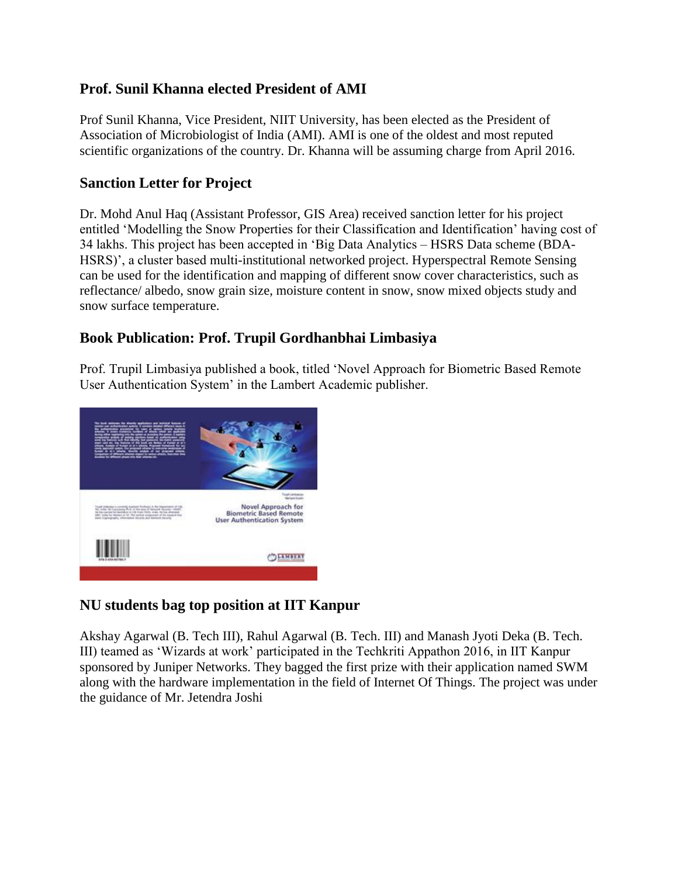## Prof. Sunil Khanna elected President of AMI

Prof Sunil Khanna, Vice President, NIIT University, has been elected as the President of Association of Microbiologist of India (AMI). AMI is one of the oldest and most reputed scientific organizations of the country. Dr. Khanna will be assuming charge from April 2016.

## Sanction Letter for Project

Dr. Mohd Anul Haq (Assistant Professor, GIS Area) received sanction letter for his project entitled 'Modelling the Snow Properties for their Classification and Identification' having cost of 34 lakhs. This project has been accepted in 'Big Data Analytics – HSRS Data scheme (BDA-HSRS)', a cluster based multi-institutional networked project. Hyperspectral Remote Sensing can be used for the identification and mapping of different snow cover characteristics, such as reflectance/ albedo, snow grain size, moisture content in snow, snow mixed objects study and snow surface temperature.

## Book Publication: Prof. Trupil Gordhanbhai Limbasiya

Prof. Trupil Limbasiya published a book, titled 'Novel Approach for Biometric Based Remote User Authentication System' in the Lambert Academic publisher.

## NU students bag top position at IIT Kanpur

Akshay Agarwal (B. Tech III), Rahul Agarwal (B. Tech. III) and Manash Jyoti Deka (B. Tech. III) teamed as 'Wizards at work' participated in the Techkriti Appathon 2016, in IIT Kanpur sponsored by Juniper Networks. They bagged the first prize with their application named SWM along with the hardware implementation in the field of Internet Of Things. The project was under the guidance of Mr. Jetendra Joshi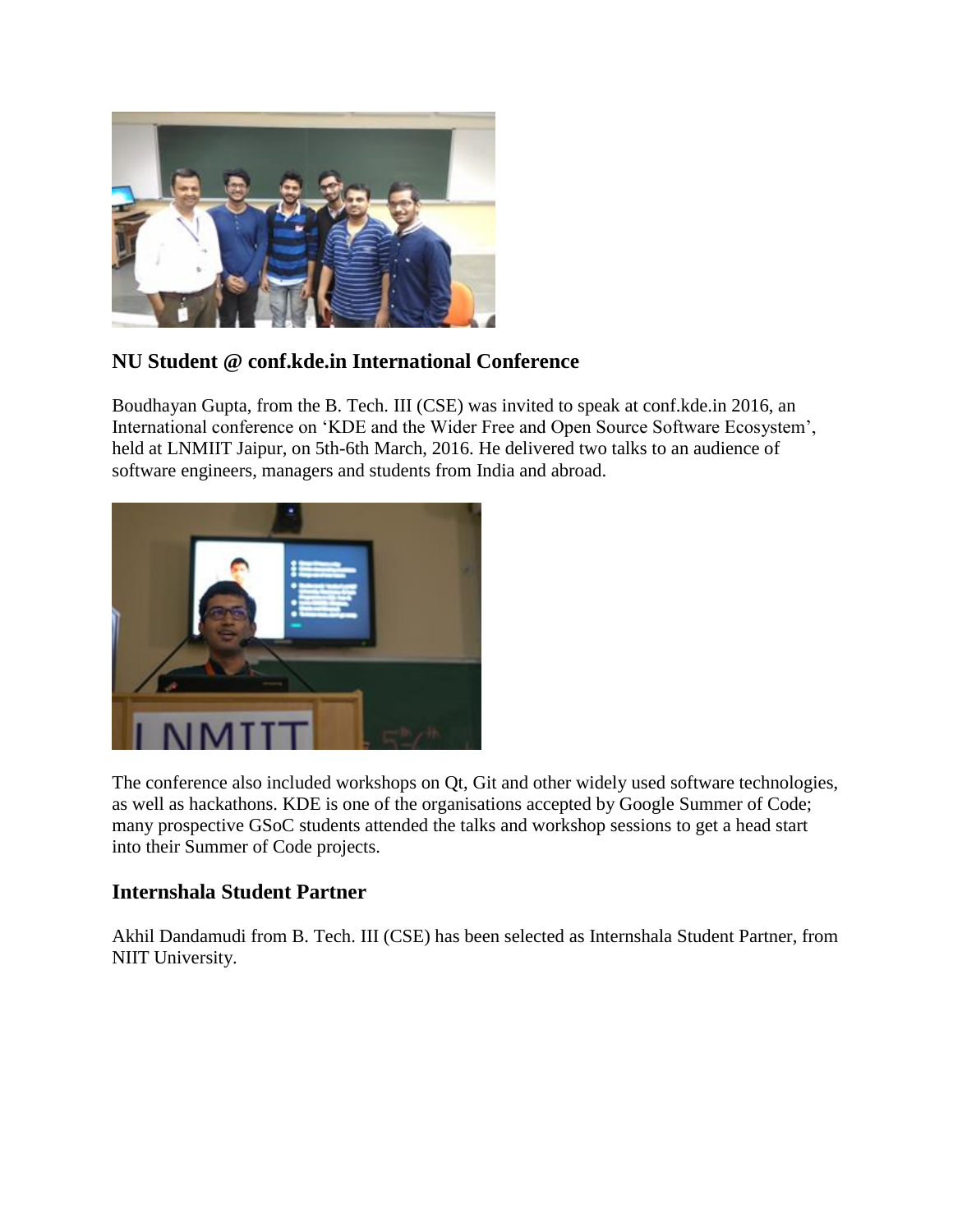## NU Student @ conf.kde.in International Conference

Boudhayan Gupta, from the B. Tech. III (CSE) was invited to speak at conf.kde.in 2016, an International conference on 'KDE and the Wider Free and Open Source Software Ecosystem', held at LNMIIT Jaipur, on 5th-6th March, 2016. He delivered two talks to an audience of software engineers, managers and students from India and abroad.

The conference also included workshops on Qt, Git and other widely used software technologies, as well as hackathons. KDE is one of the organisations accepted by Google Summer of Code; many prospective GSoC students attended the talks and workshop sessions to get a head start into their Summer of Code projects.

## Internshala Student Partner

Akhil Dandamudi from B. Tech. III (CSE) has been selected as Internshala Student Partner, from NIIT University.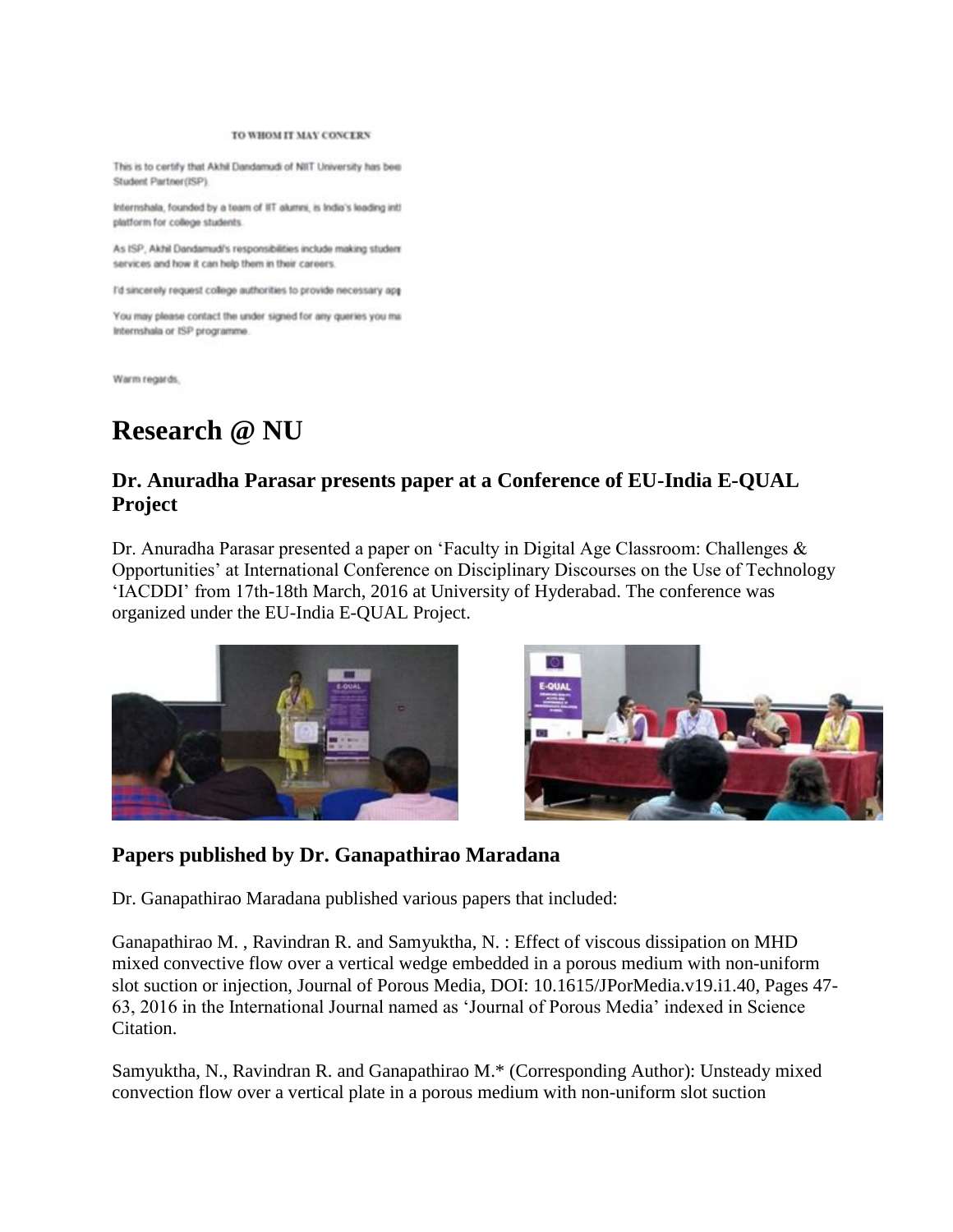TO WHOM IT MAY CONCERN

This is to certify that Akhil Dandamudi of NIIT University has bee Student Partner(ISP).

Internshala, founded by a team of IIT alumni, is India's leading intl platform for college students.

As ISP, Akhil Dandamudi's responsibilities include making studen services and how it can help them in their careers.

I'd sincerely request college authorities to provide necessary app

You may please contact the under signed for any queries you ma Internshala or ISP programme.

Warm regards,

# Research @ NU

## Dr. Anuradha Parasar presents paper at a Conference of EU-India E-QUAL Project

Dr. Anuradha Parasar presented a paper on 'Faculty in Digital Age Classroom: Challenges & Opportunities' at International Conference on Disciplinary Discourses on the Use of Technology 'IACDDI' from 17th-18th March, 2016 at University of Hyderabad. The conference was organized under the EU-India E-QUAL Project.

## Papers published by Dr. Ganapathirao Maradana

Dr. Ganapathirao Maradana published various papers that included:

Ganapathirao M. , Ravindran R. and Samyuktha, N. : Effect of viscous dissipation on MHD mixed convective flow over a vertical wedge embedded in a porous medium with non-uniform slot suction or injection, Journal of Porous Media, DOI: 10.1615/JPorMedia.v19.i1.40, Pages 47-63, 2016 in the International Journal named as 'Journal of Porous Media' indexed in Science Citation.

Samyuktha, N., Ravindran R. and Ganapathirao M.* (Corresponding Author): Unsteady mixed convection flow over a vertical plate in a porous medium with non-uniform slot suction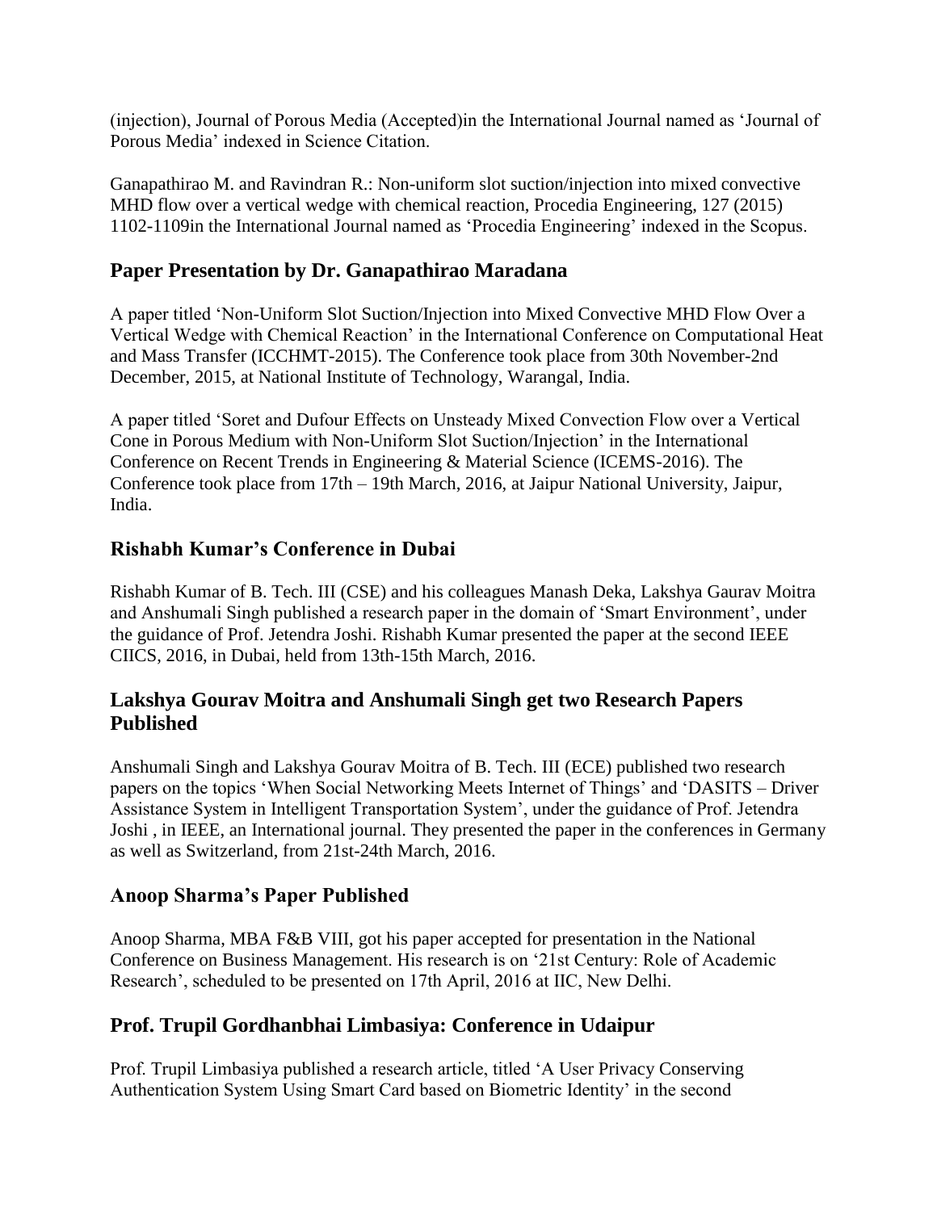(injection), Journal of Porous Media (Accepted)in the International Journal named as 'Journal of Porous Media' indexed in Science Citation.

Ganapathirao M. and Ravindran R.: Non-uniform slot suction/injection into mixed convective MHD flow over a vertical wedge with chemical reaction, Procedia Engineering, 127 (2015) 1102-1109in the International Journal named as 'Procedia Engineering' indexed in the Scopus.

## Paper Presentation by Dr. Ganapathirao Maradana

A paper titled 'Non-Uniform Slot Suction/Injection into Mixed Convective MHD Flow Over a Vertical Wedge with Chemical Reaction' in the International Conference on Computational Heat and Mass Transfer (ICCHMT-2015). The Conference took place from 30th November-2nd December, 2015, at National Institute of Technology, Warangal, India.

A paper titled 'Soret and Dufour Effects on Unsteady Mixed Convection Flow over a Vertical Cone in Porous Medium with Non-Uniform Slot Suction/Injection' in the International Conference on Recent Trends in Engineering & Material Science (ICEMS-2016). The Conference took place from 17th – 19th March, 2016, at Jaipur National University, Jaipur, India.

## Rishabh Kumar's Conference in Dubai

Rishabh Kumar of B. Tech. III (CSE) and his colleagues Manash Deka, Lakshya Gaurav Moitra and Anshumali Singh published a research paper in the domain of 'Smart Environment', under the guidance of Prof. Jetendra Joshi. Rishabh Kumar presented the paper at the second IEEE CIICS, 2016, in Dubai, held from 13th-15th March, 2016.

## Lakshya Gourav Moitra and Anshumali Singh get two Research Papers Published

Anshumali Singh and Lakshya Gourav Moitra of B. Tech. III (ECE) published two research papers on the topics 'When Social Networking Meets Internet of Things' and 'DASITS – Driver Assistance System in Intelligent Transportation System', under the guidance of Prof. Jetendra Joshi , in IEEE, an International journal. They presented the paper in the conferences in Germany as well as Switzerland, from 21st-24th March, 2016.

## Anoop Sharma's Paper Published

Anoop Sharma, MBA F&B VIII, got his paper accepted for presentation in the National Conference on Business Management. His research is on '21st Century: Role of Academic Research', scheduled to be presented on 17th April, 2016 at IIC, New Delhi.

## Prof. Trupil Gordhanbhai Limbasiya: Conference in Udaipur

Prof. Trupil Limbasiya published a research article, titled 'A User Privacy Conserving Authentication System Using Smart Card based on Biometric Identity' in the second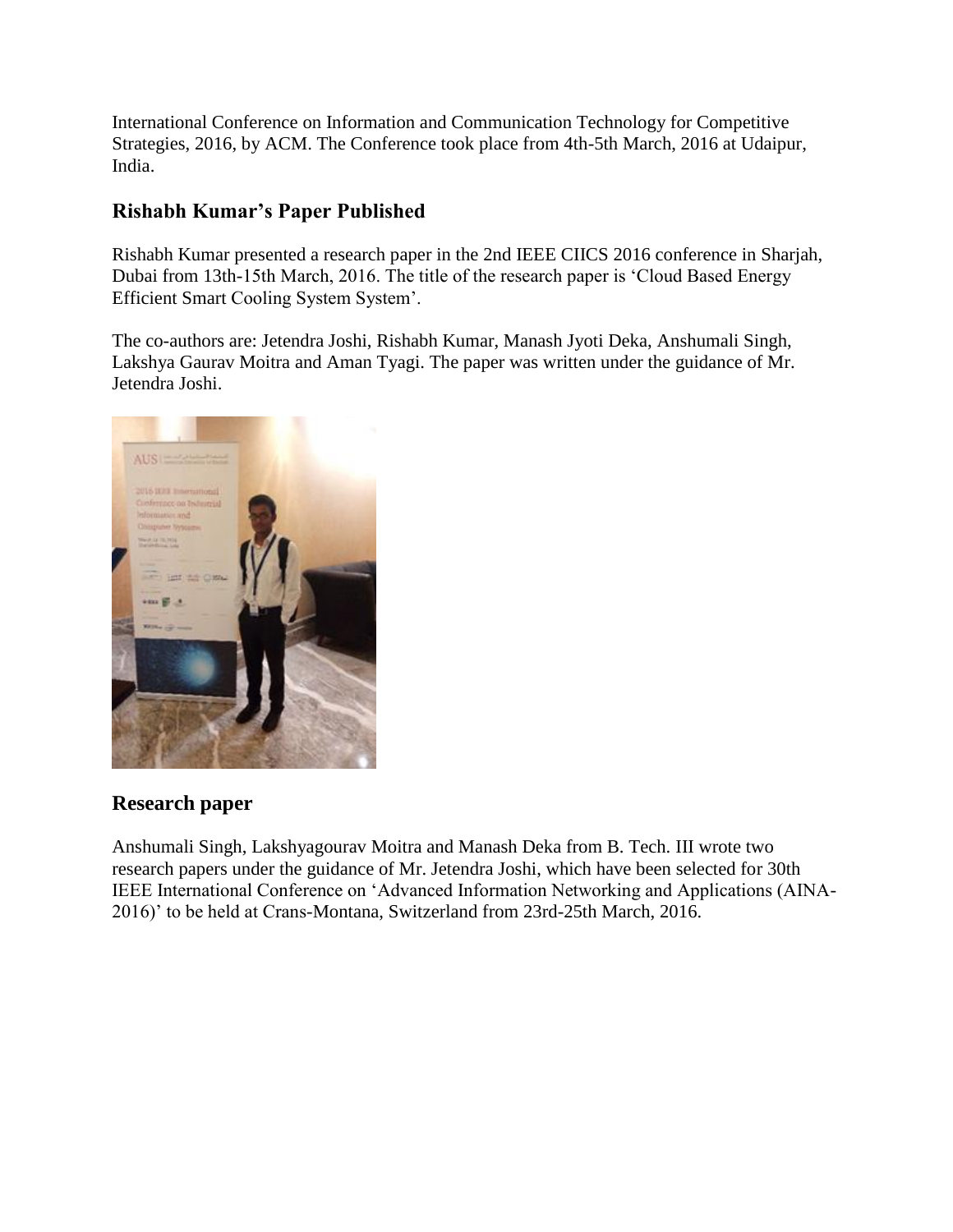International Conference on Information and Communication Technology for Competitive Strategies, 2016, by ACM. The Conference took place from 4th-5th March, 2016 at Udaipur, India.

## Rishabh Kumar's Paper Published

Rishabh Kumar presented a research paper in the 2nd IEEE CIICS 2016 conference in Sharjah, Dubai from 13th-15th March, 2016. The title of the research paper is 'Cloud Based Energy Efficient Smart Cooling System System'.

The co-authors are: Jetendra Joshi, Rishabh Kumar, Manash Jyoti Deka, Anshumali Singh, Lakshya Gaurav Moitra and Aman Tyagi. The paper was written under the guidance of Mr. Jetendra Joshi.

## Research paper

Anshumali Singh, Lakshyagourav Moitra and Manash Deka from B. Tech. III wrote two research papers under the guidance of Mr. Jetendra Joshi, which have been selected for 30th IEEE International Conference on 'Advanced Information Networking and Applications (AINA-2016)' to be held at Crans-Montana, Switzerland from 23rd-25th March, 2016.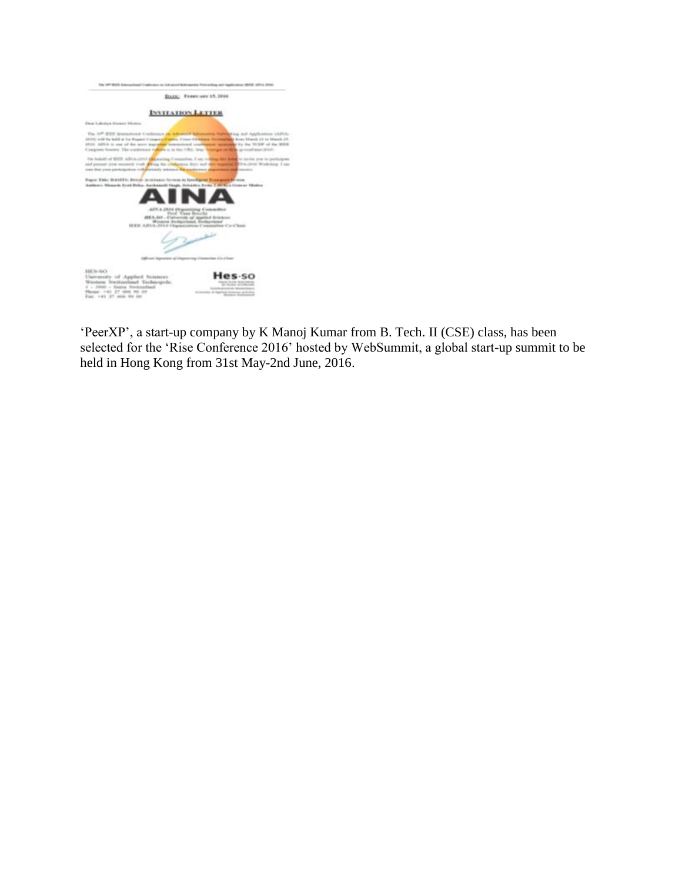'PeerXP', a start-up company by K Manoj Kumar from B. Tech. II (CSE) class, has been selected for the 'Rise Conference 2016' hosted by WebSummit, a global start-up summit to be held in Hong Kong from 31st May-2nd June, 2016.